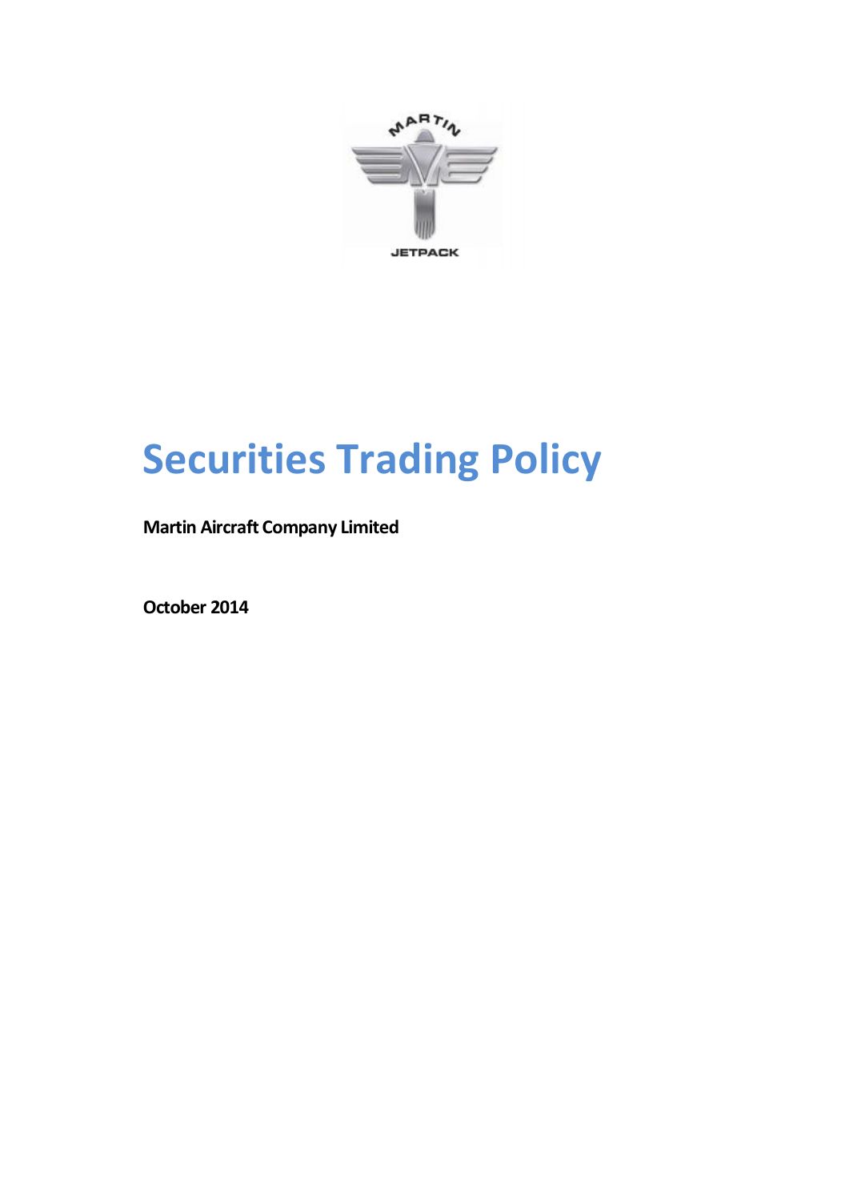# Securities Trading Policy

**Martin Aircraft Company Limited**

**October 2014**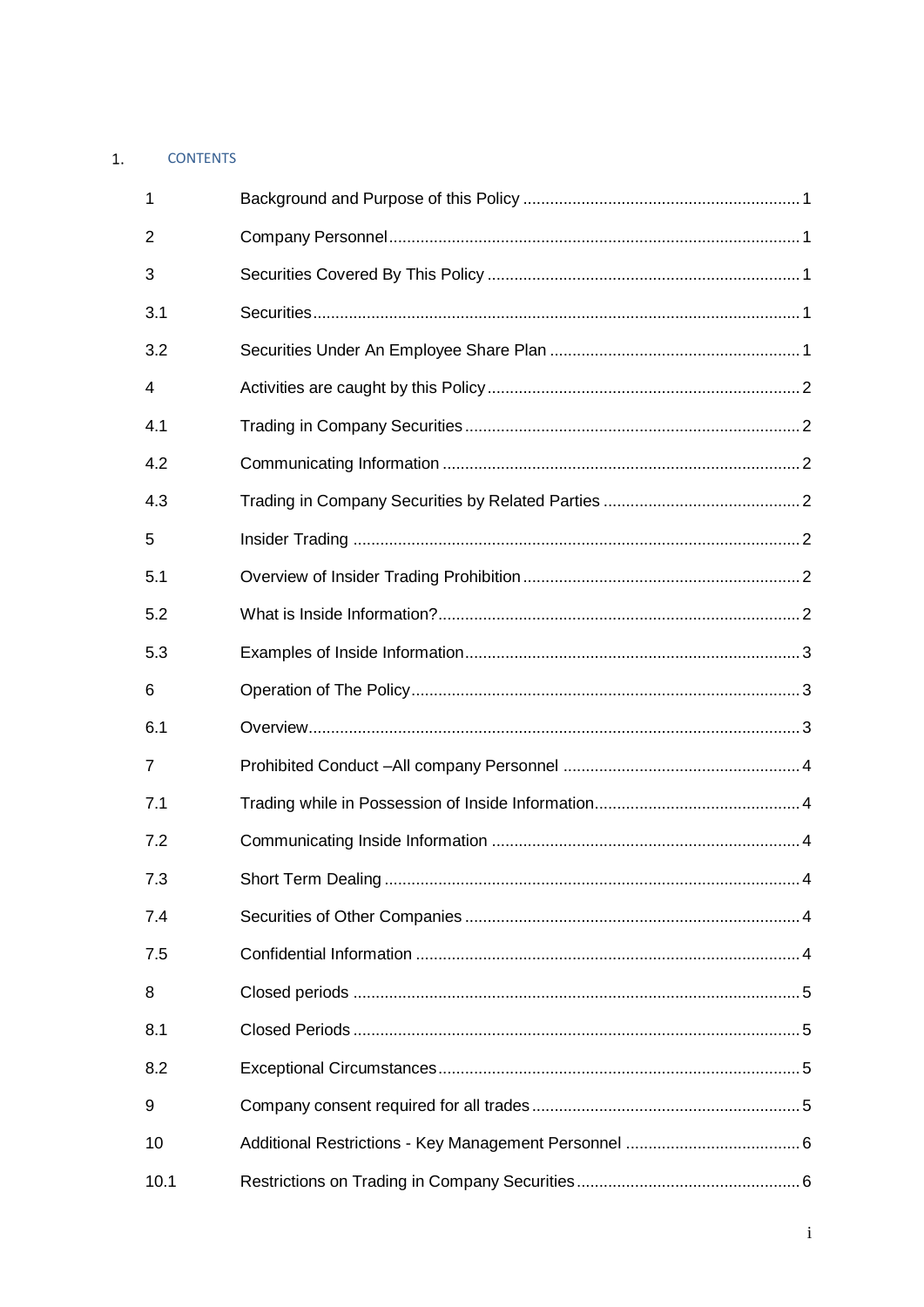1. CONTENTS

| | | |
|---|---|---|
| 1 | Background and Purpose of this Policy | 1 |
| 2 | Company Personnel | 1 |
| 3 | Securities Covered By This Policy | 1 |
| 3.1 | Securities | 1 |
| 3.2 | Securities Under An Employee Share Plan | 1 |
| 4 | Activities are caught by this Policy | 2 |
| 4.1 | Trading in Company Securities | 2 |
| 4.2 | Communicating Information | 2 |
| 4.3 | Trading in Company Securities by Related Parties | 2 |
| 5 | Insider Trading | 2 |
| 5.1 | Overview of Insider Trading Prohibition | 2 |
| 5.2 | What is Inside Information? | 2 |
| 5.3 | Examples of Inside Information | 3 |
| 6 | Operation of The Policy | 3 |
| 6.1 | Overview | 3 |
| 7 | Prohibited Conduct –All company Personnel | 4 |
| 7.1 | Trading while in Possession of Inside Information | 4 |
| 7.2 | Communicating Inside Information | 4 |
| 7.3 | Short Term Dealing | 4 |
| 7.4 | Securities of Other Companies | 4 |
| 7.5 | Confidential Information | 4 |
| 8 | Closed periods | 5 |
| 8.1 | Closed Periods | 5 |
| 8.2 | Exceptional Circumstances | 5 |
| 9 | Company consent required for all trades | 5 |
| 10 | Additional Restrictions - Key Management Personnel | 6 |
| 10.1 | Restrictions on Trading in Company Securities | 6 |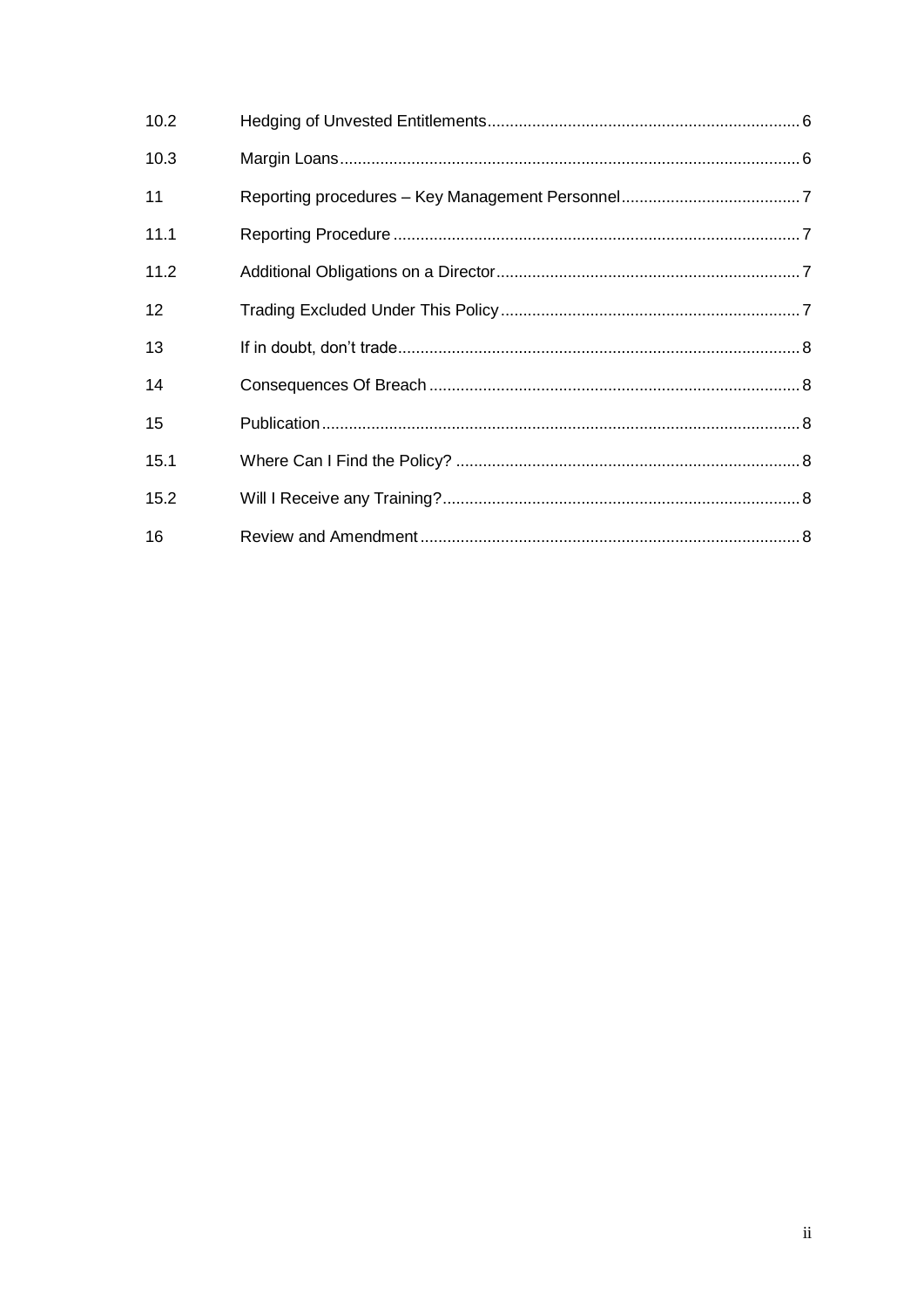| | | |
|---|---|---|
| 10.2 | Hedging of Unvested Entitlements | 6 |
| 10.3 | Margin Loans | 6 |
| 11 | Reporting procedures – Key Management Personnel | 7 |
| 11.1 | Reporting Procedure | 7 |
| 11.2 | Additional Obligations on a Director | 7 |
| 12 | Trading Excluded Under This Policy | 7 |
| 13 | If in doubt, don't trade | 8 |
| 14 | Consequences Of Breach | 8 |
| 15 | Publication | 8 |
| 15.1 | Where Can I Find the Policy? | 8 |
| 15.2 | Will I Receive any Training? | 8 |
| 16 | Review and Amendment | 8 |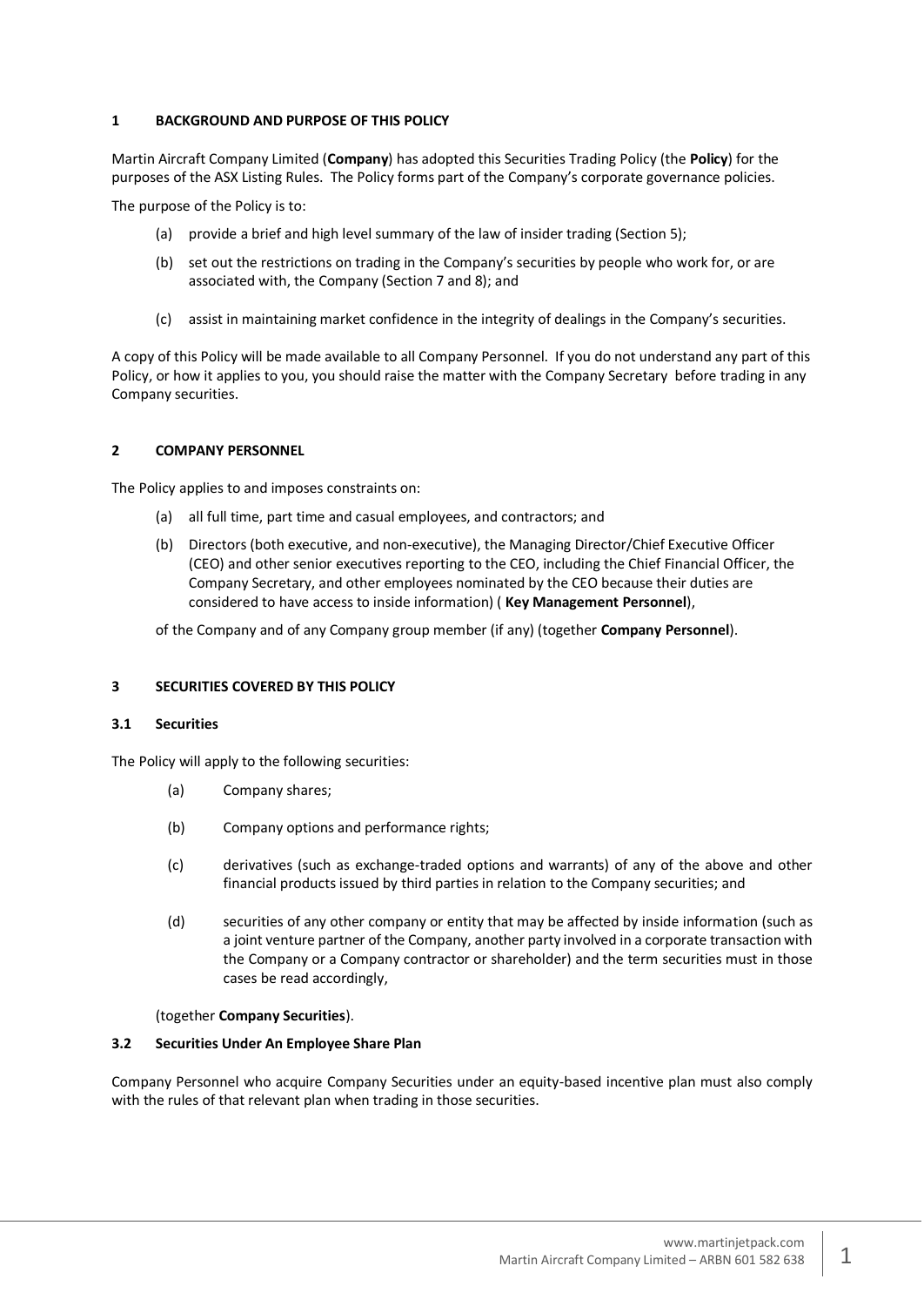## 1 BACKGROUND AND PURPOSE OF THIS POLICY

Martin Aircraft Company Limited (**Company**) has adopted this Securities Trading Policy (the **Policy**) for the purposes of the ASX Listing Rules. The Policy forms part of the Company's corporate governance policies.

The purpose of the Policy is to:

(a) provide a brief and high level summary of the law of insider trading (Section 5);

(b) set out the restrictions on trading in the Company's securities by people who work for, or are associated with, the Company (Section 7 and 8); and

(c) assist in maintaining market confidence in the integrity of dealings in the Company's securities.

A copy of this Policy will be made available to all Company Personnel. If you do not understand any part of this Policy, or how it applies to you, you should raise the matter with the Company Secretary before trading in any Company securities.

## 2 COMPANY PERSONNEL

The Policy applies to and imposes constraints on:

(a) all full time, part time and casual employees, and contractors; and

(b) Directors (both executive, and non-executive), the Managing Director/Chief Executive Officer (CEO) and other senior executives reporting to the CEO, including the Chief Financial Officer, the Company Secretary, and other employees nominated by the CEO because their duties are considered to have access to inside information) ( **Key Management Personnel**),

of the Company and of any Company group member (if any) (together **Company Personnel**).

## 3 SECURITIES COVERED BY THIS POLICY

### 3.1 Securities

The Policy will apply to the following securities:

(a) Company shares;

(b) Company options and performance rights;

(c) derivatives (such as exchange-traded options and warrants) of any of the above and other financial products issued by third parties in relation to the Company securities; and

(d) securities of any other company or entity that may be affected by inside information (such as a joint venture partner of the Company, another party involved in a corporate transaction with the Company or a Company contractor or shareholder) and the term securities must in those cases be read accordingly,

(together **Company Securities**).

### 3.2 Securities Under An Employee Share Plan

Company Personnel who acquire Company Securities under an equity-based incentive plan must also comply with the rules of that relevant plan when trading in those securities.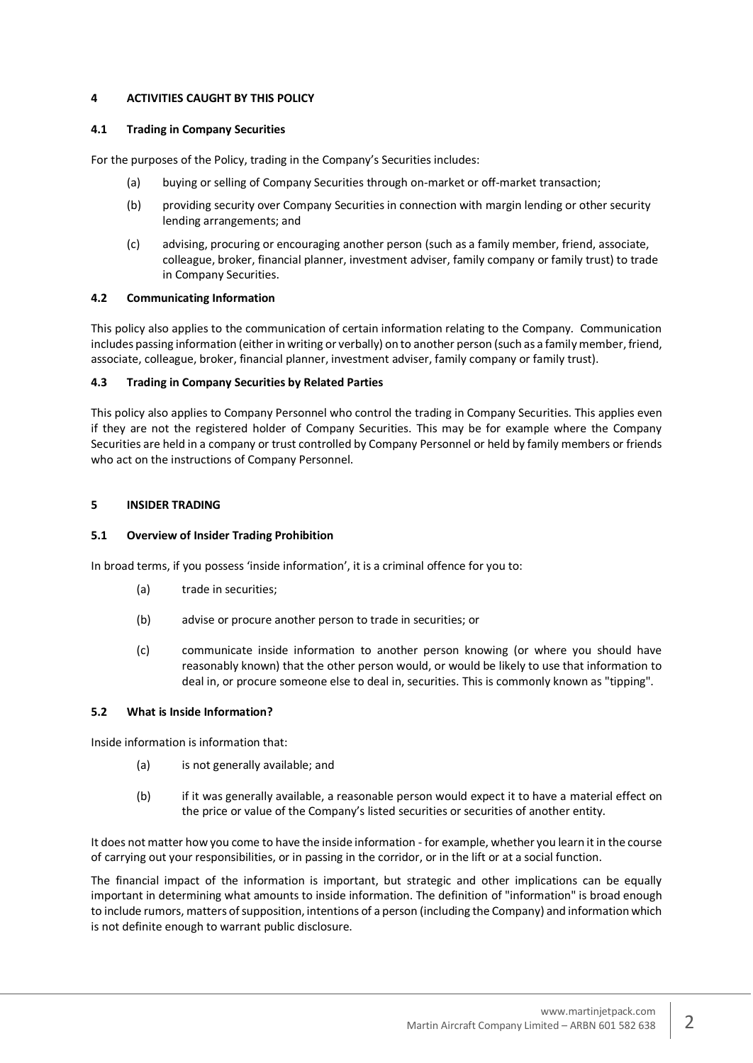## 4 ACTIVITIES CAUGHT BY THIS POLICY

### 4.1 Trading in Company Securities

For the purposes of the Policy, trading in the Company's Securities includes:

(a) buying or selling of Company Securities through on-market or off-market transaction;

(b) providing security over Company Securities in connection with margin lending or other security lending arrangements; and

(c) advising, procuring or encouraging another person (such as a family member, friend, associate, colleague, broker, financial planner, investment adviser, family company or family trust) to trade in Company Securities.

### 4.2 Communicating Information

This policy also applies to the communication of certain information relating to the Company. Communication includes passing information (either in writing or verbally) on to another person (such as a family member, friend, associate, colleague, broker, financial planner, investment adviser, family company or family trust).

### 4.3 Trading in Company Securities by Related Parties

This policy also applies to Company Personnel who control the trading in Company Securities. This applies even if they are not the registered holder of Company Securities. This may be for example where the Company Securities are held in a company or trust controlled by Company Personnel or held by family members or friends who act on the instructions of Company Personnel.

## 5 INSIDER TRADING

### 5.1 Overview of Insider Trading Prohibition

In broad terms, if you possess 'inside information', it is a criminal offence for you to:

(a) trade in securities;

(b) advise or procure another person to trade in securities; or

(c) communicate inside information to another person knowing (or where you should have reasonably known) that the other person would, or would be likely to use that information to deal in, or procure someone else to deal in, securities. This is commonly known as "tipping".

### 5.2 What is Inside Information?

Inside information is information that:

(a) is not generally available; and

(b) if it was generally available, a reasonable person would expect it to have a material effect on the price or value of the Company's listed securities or securities of another entity.

It does not matter how you come to have the inside information - for example, whether you learn it in the course of carrying out your responsibilities, or in passing in the corridor, or in the lift or at a social function.

The financial impact of the information is important, but strategic and other implications can be equally important in determining what amounts to inside information. The definition of "information" is broad enough to include rumors, matters of supposition, intentions of a person (including the Company) and information which is not definite enough to warrant public disclosure.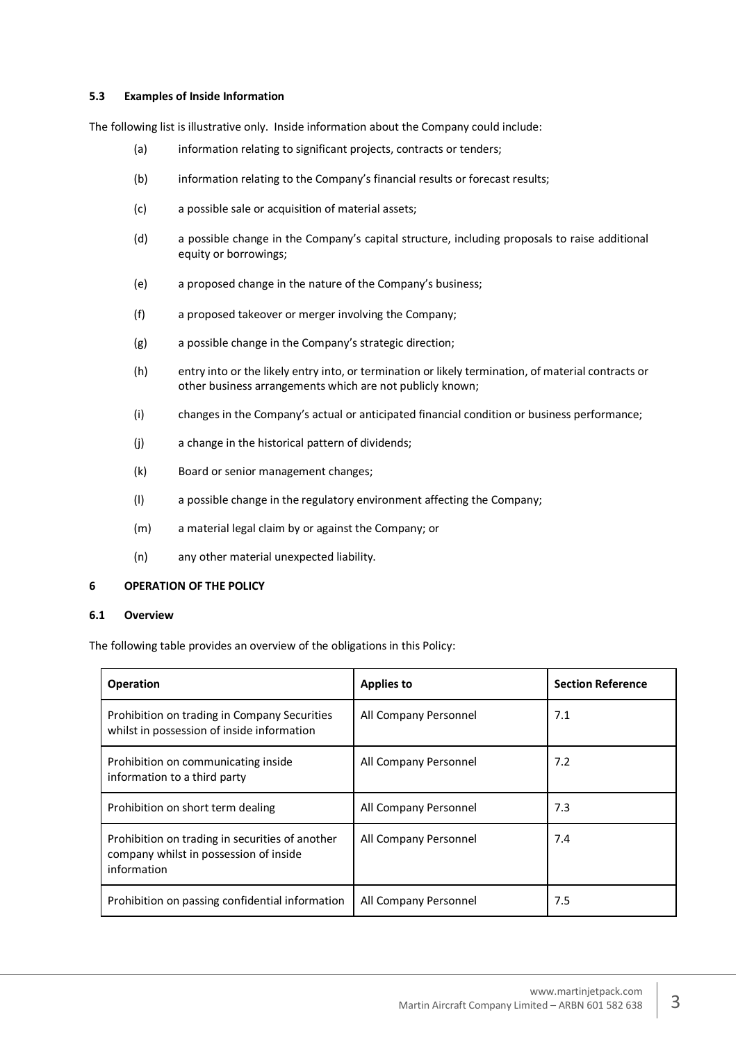### 5.3 Examples of Inside Information

The following list is illustrative only. Inside information about the Company could include:

(a) information relating to significant projects, contracts or tenders;

(b) information relating to the Company's financial results or forecast results;

(c) a possible sale or acquisition of material assets;

(d) a possible change in the Company's capital structure, including proposals to raise additional equity or borrowings;

(e) a proposed change in the nature of the Company's business;

(f) a proposed takeover or merger involving the Company;

(g) a possible change in the Company's strategic direction;

(h) entry into or the likely entry into, or termination or likely termination, of material contracts or other business arrangements which are not publicly known;

(i) changes in the Company's actual or anticipated financial condition or business performance;

(j) a change in the historical pattern of dividends;

(k) Board or senior management changes;

(l) a possible change in the regulatory environment affecting the Company;

(m) a material legal claim by or against the Company; or

(n) any other material unexpected liability.

## 6 OPERATION OF THE POLICY

### 6.1 Overview

The following table provides an overview of the obligations in this Policy:

| Operation | Applies to | Section Reference |
|---|---|---|
| Prohibition on trading in Company Securities whilst in possession of inside information | All Company Personnel | 7.1 |
| Prohibition on communicating inside information to a third party | All Company Personnel | 7.2 |
| Prohibition on short term dealing | All Company Personnel | 7.3 |
| Prohibition on trading in securities of another company whilst in possession of inside information | All Company Personnel | 7.4 |
| Prohibition on passing confidential information | All Company Personnel | 7.5 |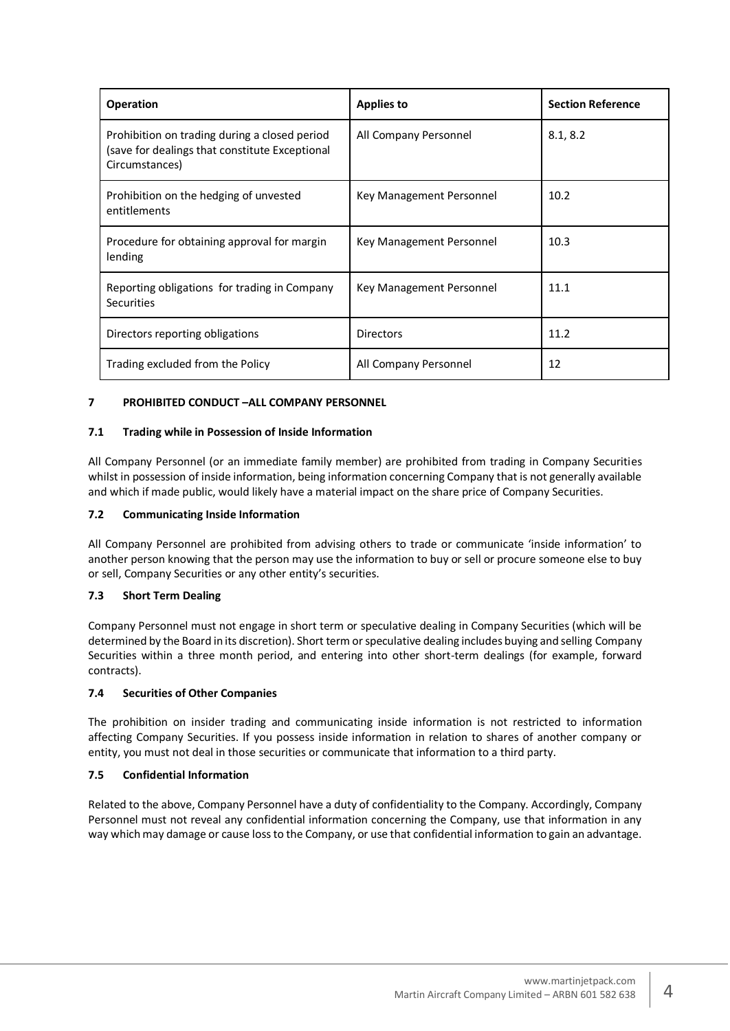| Operation | Applies to | Section Reference |
|---|---|---|
| Prohibition on trading during a closed period (save for dealings that constitute Exceptional Circumstances) | All Company Personnel | 8.1, 8.2 |
| Prohibition on the hedging of unvested entitlements | Key Management Personnel | 10.2 |
| Procedure for obtaining approval for margin lending | Key Management Personnel | 10.3 |
| Reporting obligations for trading in Company Securities | Key Management Personnel | 11.1 |
| Directors reporting obligations | Directors | 11.2 |
| Trading excluded from the Policy | All Company Personnel | 12 |

## 7 PROHIBITED CONDUCT –ALL COMPANY PERSONNEL

### 7.1 Trading while in Possession of Inside Information

All Company Personnel (or an immediate family member) are prohibited from trading in Company Securities whilst in possession of inside information, being information concerning Company that is not generally available and which if made public, would likely have a material impact on the share price of Company Securities.

### 7.2 Communicating Inside Information

All Company Personnel are prohibited from advising others to trade or communicate 'inside information' to another person knowing that the person may use the information to buy or sell or procure someone else to buy or sell, Company Securities or any other entity's securities.

### 7.3 Short Term Dealing

Company Personnel must not engage in short term or speculative dealing in Company Securities (which will be determined by the Board in its discretion). Short term or speculative dealing includes buying and selling Company Securities within a three month period, and entering into other short-term dealings (for example, forward contracts).

### 7.4 Securities of Other Companies

The prohibition on insider trading and communicating inside information is not restricted to information affecting Company Securities. If you possess inside information in relation to shares of another company or entity, you must not deal in those securities or communicate that information to a third party.

### 7.5 Confidential Information

Related to the above, Company Personnel have a duty of confidentiality to the Company. Accordingly, Company Personnel must not reveal any confidential information concerning the Company, use that information in any way which may damage or cause loss to the Company, or use that confidential information to gain an advantage.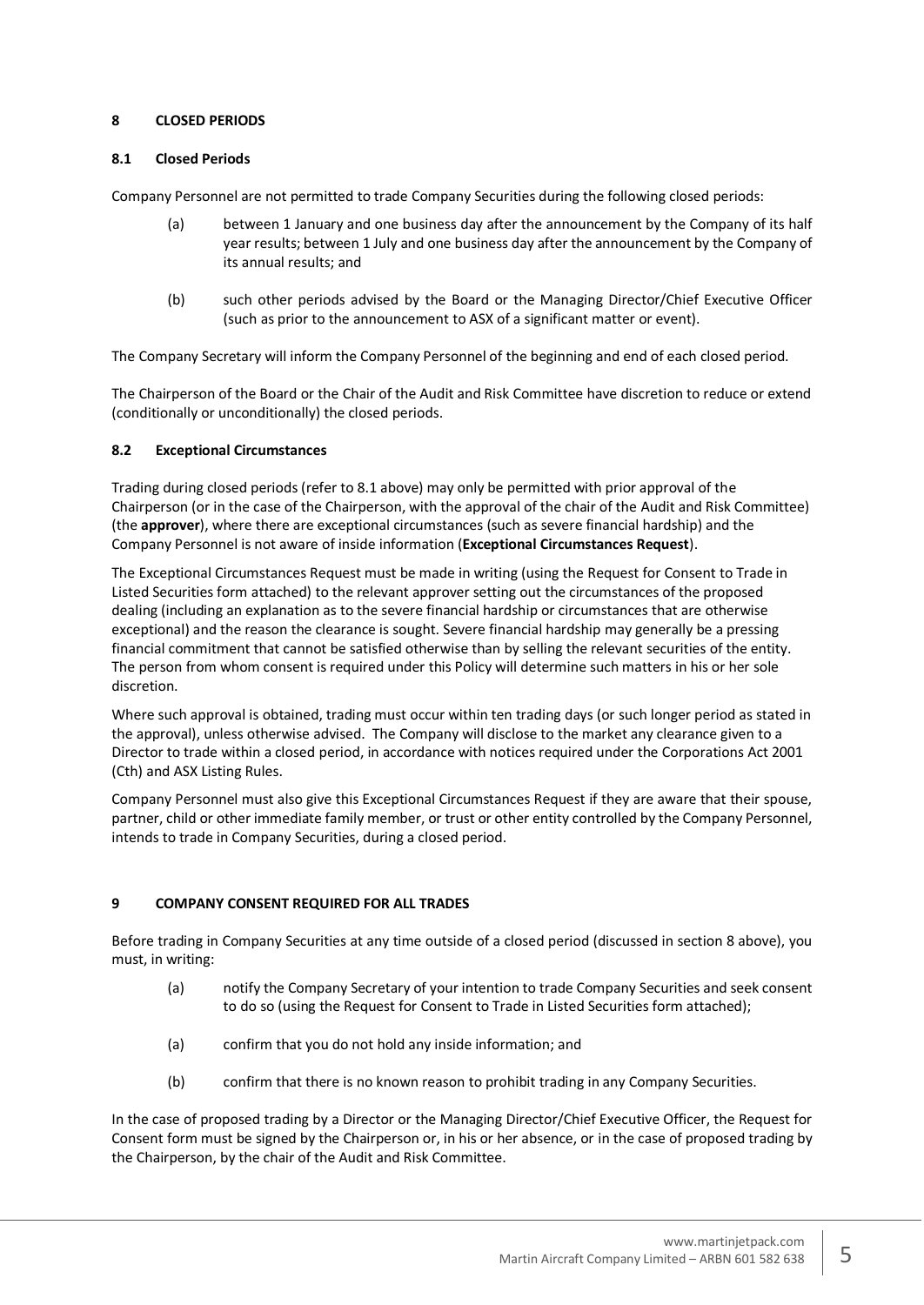## 8 CLOSED PERIODS

### 8.1 Closed Periods

Company Personnel are not permitted to trade Company Securities during the following closed periods:

(a) between 1 January and one business day after the announcement by the Company of its half year results; between 1 July and one business day after the announcement by the Company of its annual results; and

(b) such other periods advised by the Board or the Managing Director/Chief Executive Officer (such as prior to the announcement to ASX of a significant matter or event).

The Company Secretary will inform the Company Personnel of the beginning and end of each closed period.

The Chairperson of the Board or the Chair of the Audit and Risk Committee have discretion to reduce or extend (conditionally or unconditionally) the closed periods.

### 8.2 Exceptional Circumstances

Trading during closed periods (refer to 8.1 above) may only be permitted with prior approval of the Chairperson (or in the case of the Chairperson, with the approval of the chair of the Audit and Risk Committee) (the **approver**), where there are exceptional circumstances (such as severe financial hardship) and the Company Personnel is not aware of inside information (**Exceptional Circumstances Request**).

The Exceptional Circumstances Request must be made in writing (using the Request for Consent to Trade in Listed Securities form attached) to the relevant approver setting out the circumstances of the proposed dealing (including an explanation as to the severe financial hardship or circumstances that are otherwise exceptional) and the reason the clearance is sought. Severe financial hardship may generally be a pressing financial commitment that cannot be satisfied otherwise than by selling the relevant securities of the entity. The person from whom consent is required under this Policy will determine such matters in his or her sole discretion.

Where such approval is obtained, trading must occur within ten trading days (or such longer period as stated in the approval), unless otherwise advised. The Company will disclose to the market any clearance given to a Director to trade within a closed period, in accordance with notices required under the Corporations Act 2001 (Cth) and ASX Listing Rules.

Company Personnel must also give this Exceptional Circumstances Request if they are aware that their spouse, partner, child or other immediate family member, or trust or other entity controlled by the Company Personnel, intends to trade in Company Securities, during a closed period.

## 9 COMPANY CONSENT REQUIRED FOR ALL TRADES

Before trading in Company Securities at any time outside of a closed period (discussed in section 8 above), you must, in writing:

(a) notify the Company Secretary of your intention to trade Company Securities and seek consent to do so (using the Request for Consent to Trade in Listed Securities form attached);

(a) confirm that you do not hold any inside information; and

(b) confirm that there is no known reason to prohibit trading in any Company Securities.

In the case of proposed trading by a Director or the Managing Director/Chief Executive Officer, the Request for Consent form must be signed by the Chairperson or, in his or her absence, or in the case of proposed trading by the Chairperson, by the chair of the Audit and Risk Committee.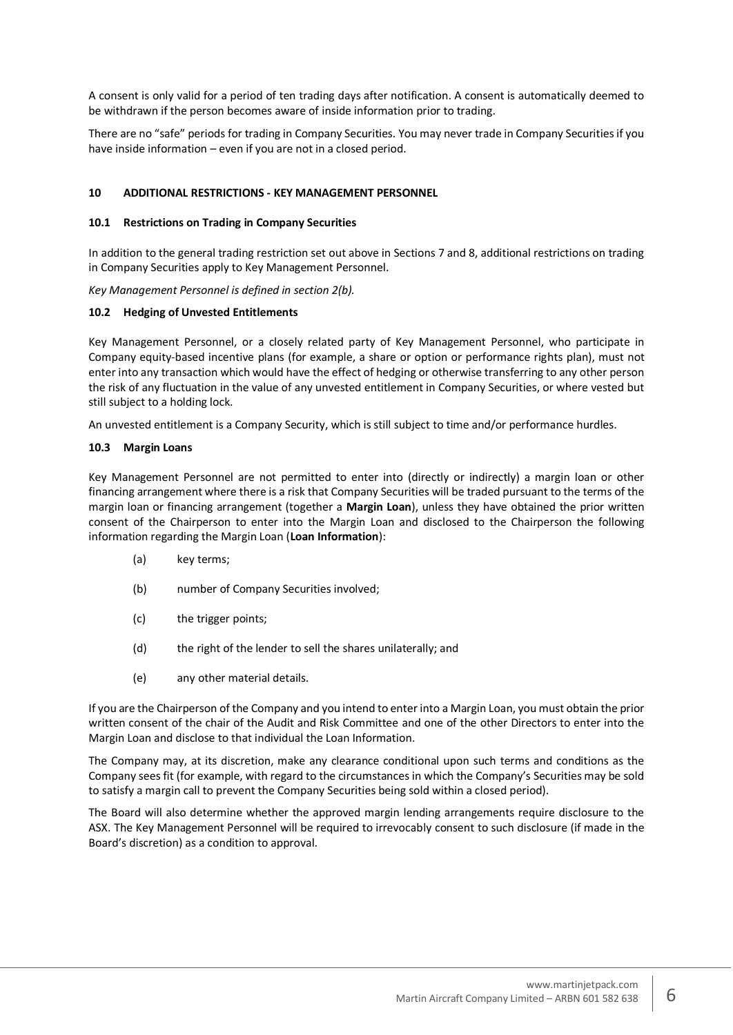A consent is only valid for a period of ten trading days after notification. A consent is automatically deemed to be withdrawn if the person becomes aware of inside information prior to trading.

There are no "safe" periods for trading in Company Securities. You may never trade in Company Securities if you have inside information – even if you are not in a closed period.

## 10 ADDITIONAL RESTRICTIONS - KEY MANAGEMENT PERSONNEL

### 10.1 Restrictions on Trading in Company Securities

In addition to the general trading restriction set out above in Sections 7 and 8, additional restrictions on trading in Company Securities apply to Key Management Personnel.

*Key Management Personnel is defined in section 2(b).*

### 10.2 Hedging of Unvested Entitlements

Key Management Personnel, or a closely related party of Key Management Personnel, who participate in Company equity-based incentive plans (for example, a share or option or performance rights plan), must not enter into any transaction which would have the effect of hedging or otherwise transferring to any other person the risk of any fluctuation in the value of any unvested entitlement in Company Securities, or where vested but still subject to a holding lock.

An unvested entitlement is a Company Security, which is still subject to time and/or performance hurdles.

### 10.3 Margin Loans

Key Management Personnel are not permitted to enter into (directly or indirectly) a margin loan or other financing arrangement where there is a risk that Company Securities will be traded pursuant to the terms of the margin loan or financing arrangement (together a **Margin Loan**), unless they have obtained the prior written consent of the Chairperson to enter into the Margin Loan and disclosed to the Chairperson the following information regarding the Margin Loan (**Loan Information**):

(a) key terms;

(b) number of Company Securities involved;

(c) the trigger points;

(d) the right of the lender to sell the shares unilaterally; and

(e) any other material details.

If you are the Chairperson of the Company and you intend to enter into a Margin Loan, you must obtain the prior written consent of the chair of the Audit and Risk Committee and one of the other Directors to enter into the Margin Loan and disclose to that individual the Loan Information.

The Company may, at its discretion, make any clearance conditional upon such terms and conditions as the Company sees fit (for example, with regard to the circumstances in which the Company's Securities may be sold to satisfy a margin call to prevent the Company Securities being sold within a closed period).

The Board will also determine whether the approved margin lending arrangements require disclosure to the ASX. The Key Management Personnel will be required to irrevocably consent to such disclosure (if made in the Board's discretion) as a condition to approval.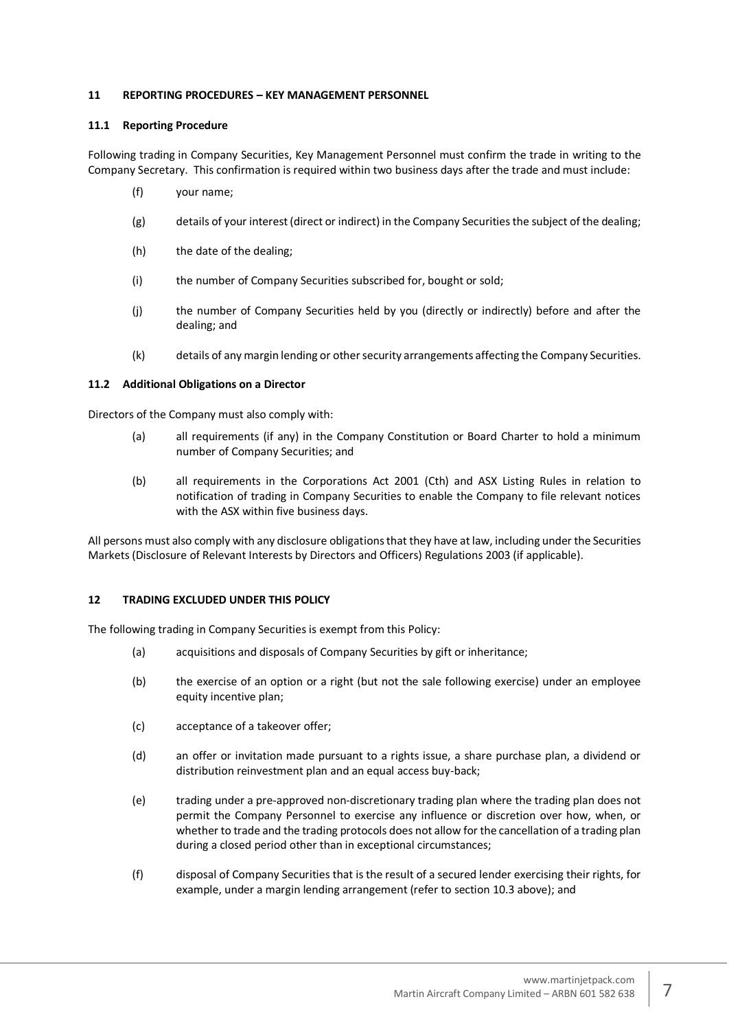## 11 REPORTING PROCEDURES – KEY MANAGEMENT PERSONNEL

### 11.1 Reporting Procedure

Following trading in Company Securities, Key Management Personnel must confirm the trade in writing to the Company Secretary. This confirmation is required within two business days after the trade and must include:

(f) your name;

(g) details of your interest (direct or indirect) in the Company Securities the subject of the dealing;

(h) the date of the dealing;

(i) the number of Company Securities subscribed for, bought or sold;

(j) the number of Company Securities held by you (directly or indirectly) before and after the dealing; and

(k) details of any margin lending or other security arrangements affecting the Company Securities.

### 11.2 Additional Obligations on a Director

Directors of the Company must also comply with:

(a) all requirements (if any) in the Company Constitution or Board Charter to hold a minimum number of Company Securities; and

(b) all requirements in the Corporations Act 2001 (Cth) and ASX Listing Rules in relation to notification of trading in Company Securities to enable the Company to file relevant notices with the ASX within five business days.

All persons must also comply with any disclosure obligations that they have at law, including under the Securities Markets (Disclosure of Relevant Interests by Directors and Officers) Regulations 2003 (if applicable).

## 12 TRADING EXCLUDED UNDER THIS POLICY

The following trading in Company Securities is exempt from this Policy:

(a) acquisitions and disposals of Company Securities by gift or inheritance;

(b) the exercise of an option or a right (but not the sale following exercise) under an employee equity incentive plan;

(c) acceptance of a takeover offer;

(d) an offer or invitation made pursuant to a rights issue, a share purchase plan, a dividend or distribution reinvestment plan and an equal access buy-back;

(e) trading under a pre-approved non-discretionary trading plan where the trading plan does not permit the Company Personnel to exercise any influence or discretion over how, when, or whether to trade and the trading protocols does not allow for the cancellation of a trading plan during a closed period other than in exceptional circumstances;

(f) disposal of Company Securities that is the result of a secured lender exercising their rights, for example, under a margin lending arrangement (refer to section 10.3 above); and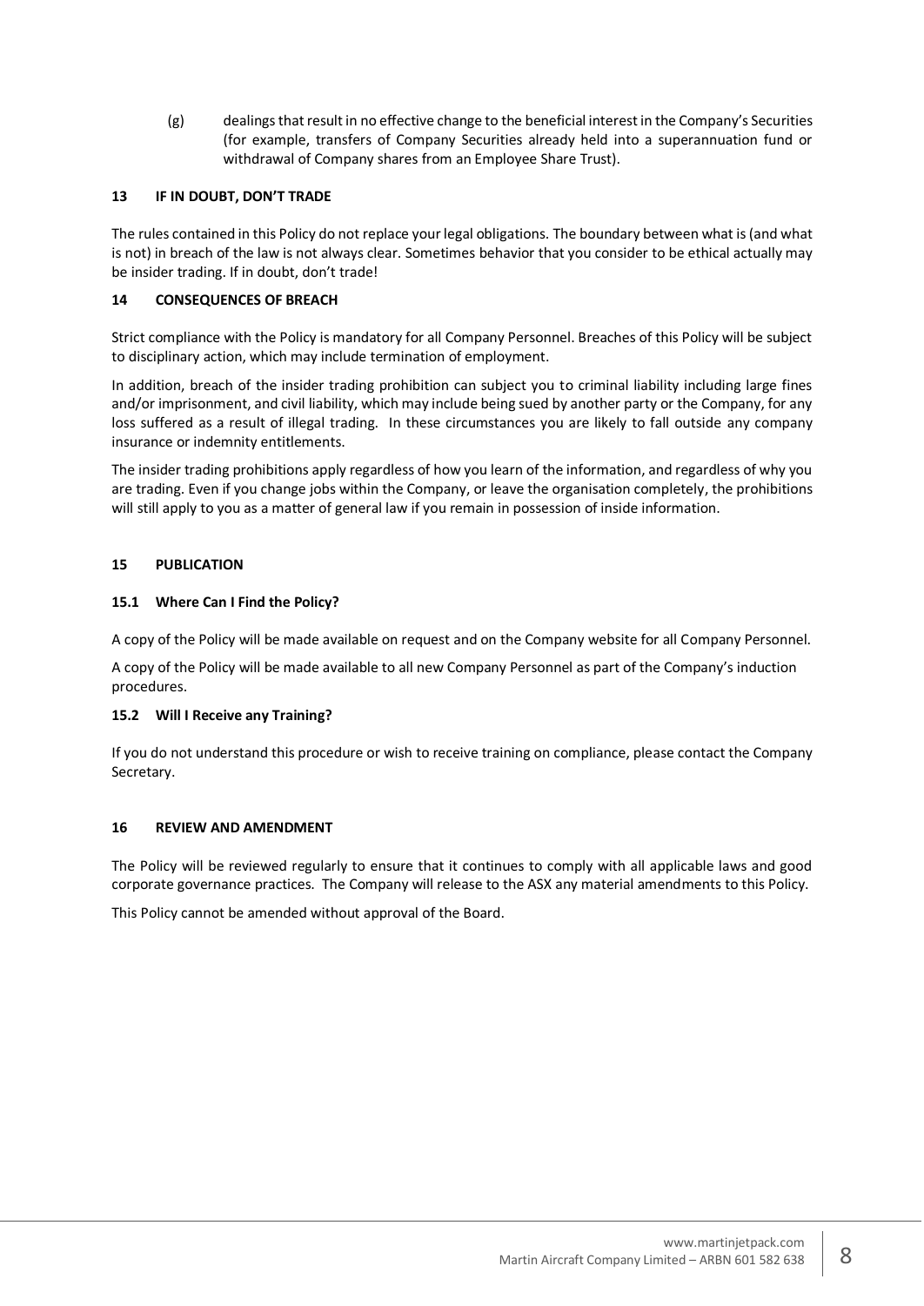(g) dealings that result in no effective change to the beneficial interest in the Company's Securities (for example, transfers of Company Securities already held into a superannuation fund or withdrawal of Company shares from an Employee Share Trust).

## 13 IF IN DOUBT, DON'T TRADE

The rules contained in this Policy do not replace your legal obligations. The boundary between what is (and what is not) in breach of the law is not always clear. Sometimes behavior that you consider to be ethical actually may be insider trading. If in doubt, don't trade!

## 14 CONSEQUENCES OF BREACH

Strict compliance with the Policy is mandatory for all Company Personnel. Breaches of this Policy will be subject to disciplinary action, which may include termination of employment.

In addition, breach of the insider trading prohibition can subject you to criminal liability including large fines and/or imprisonment, and civil liability, which may include being sued by another party or the Company, for any loss suffered as a result of illegal trading. In these circumstances you are likely to fall outside any company insurance or indemnity entitlements.

The insider trading prohibitions apply regardless of how you learn of the information, and regardless of why you are trading. Even if you change jobs within the Company, or leave the organisation completely, the prohibitions will still apply to you as a matter of general law if you remain in possession of inside information.

## 15 PUBLICATION

### 15.1 Where Can I Find the Policy?

A copy of the Policy will be made available on request and on the Company website for all Company Personnel.

A copy of the Policy will be made available to all new Company Personnel as part of the Company's induction procedures.

### 15.2 Will I Receive any Training?

If you do not understand this procedure or wish to receive training on compliance, please contact the Company Secretary.

## 16 REVIEW AND AMENDMENT

The Policy will be reviewed regularly to ensure that it continues to comply with all applicable laws and good corporate governance practices. The Company will release to the ASX any material amendments to this Policy.

This Policy cannot be amended without approval of the Board.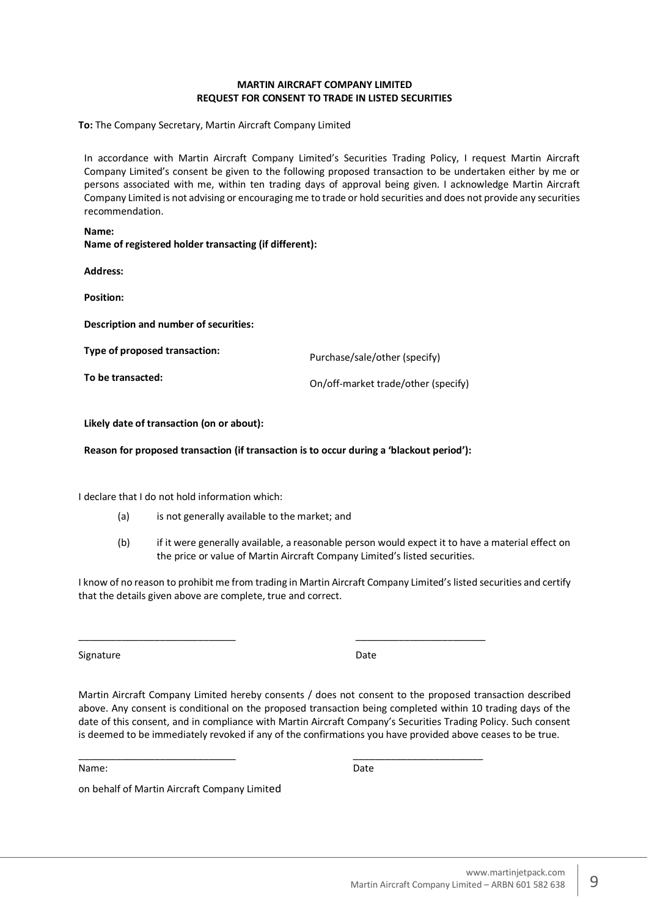**MARTIN AIRCRAFT COMPANY LIMITED**
**REQUEST FOR CONSENT TO TRADE IN LISTED SECURITIES**

**To:** The Company Secretary, Martin Aircraft Company Limited

In accordance with Martin Aircraft Company Limited's Securities Trading Policy, I request Martin Aircraft Company Limited's consent be given to the following proposed transaction to be undertaken either by me or persons associated with me, within ten trading days of approval being given. I acknowledge Martin Aircraft Company Limited is not advising or encouraging me to trade or hold securities and does not provide any securities recommendation.

**Name:**
**Name of registered holder transacting (if different):**

**Address:**

**Position:**

**Description and number of securities:**

**Type of proposed transaction:** Purchase/sale/other (specify)

**To be transacted:** On/off-market trade/other (specify)

**Likely date of transaction (on or about):**

**Reason for proposed transaction (if transaction is to occur during a 'blackout period'):**

I declare that I do not hold information which:

(a) is not generally available to the market; and

(b) if it were generally available, a reasonable person would expect it to have a material effect on the price or value of Martin Aircraft Company Limited's listed securities.

I know of no reason to prohibit me from trading in Martin Aircraft Company Limited's listed securities and certify that the details given above are complete, true and correct.

_____________________________ _________________________

Signature Date

Martin Aircraft Company Limited hereby consents / does not consent to the proposed transaction described above. Any consent is conditional on the proposed transaction being completed within 10 trading days of the date of this consent, and in compliance with Martin Aircraft Company's Securities Trading Policy. Such consent is deemed to be immediately revoked if any of the confirmations you have provided above ceases to be true.

_____________________________ _________________________

Name: Date

on behalf of Martin Aircraft Company Limited